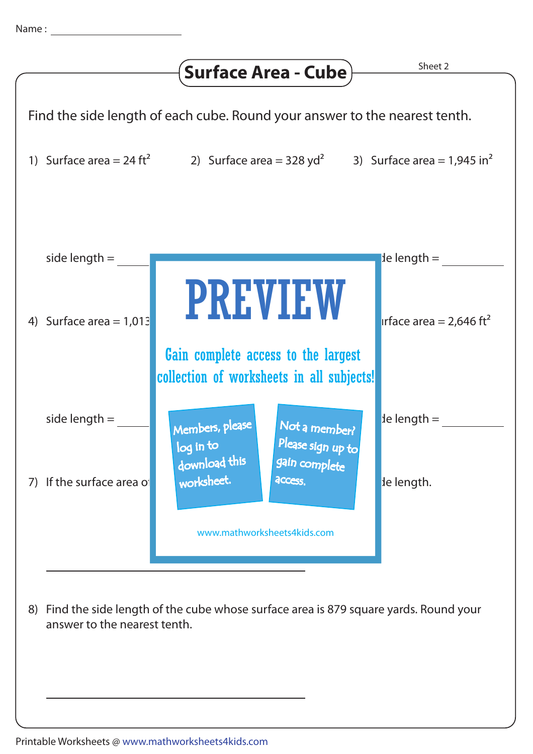Name : ________________

# Surface Area - Cube

Sheet 2

Find the side length of each cube. Round your answer to the nearest tenth.

1) Surface area = 24 $ft^2$

2) Surface area = 328 $yd^2$

3) Surface area = 1,945 $in^2$

side length = ________

de length = ________

4) Surface area = 1,013

PREVIEW

Gain complete access to the largest collection of worksheets in all subjects!

Members, please log in to download this worksheet.

Not a member? Please sign up to gain complete access.

www.mathworksheets4kids.com

urface area = 2,646 $ft^2$

side length = ________

de length = ________

7) If the surface area o

de length.

________________________________

8) Find the side length of the cube whose surface area is 879 square yards. Round your answer to the nearest tenth.

________________________________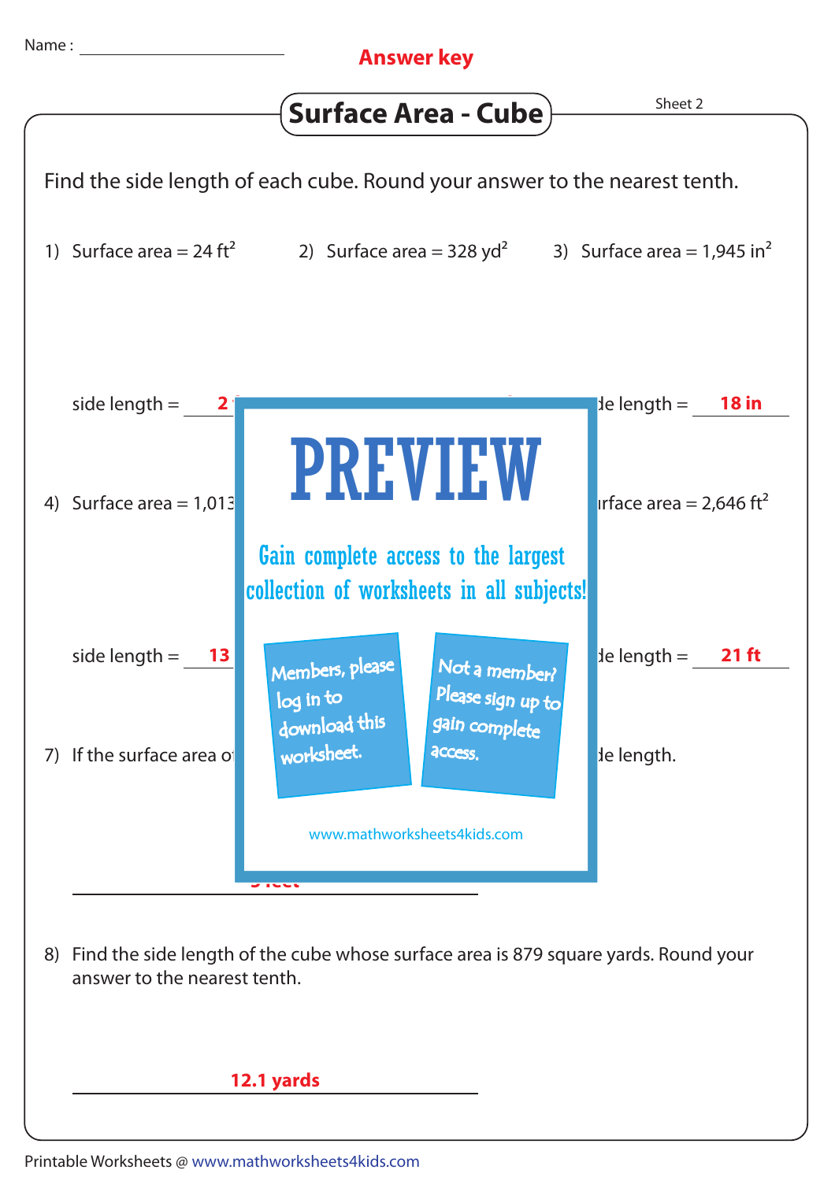Name : ______________

**Answer key**

# Surface Area - Cube

Sheet 2

Find the side length of each cube. Round your answer to the nearest tenth.

1) Surface area = 24 $ft^2$

2) Surface area = 328 $yd^2$

3) Surface area = 1,945 $in^2$

side length = **2**

de length = **18 in**

4) Surface area = 1,013

urface area = 2,646 $ft^2$

side length = **13**

de length = **21 ft**

7) If the surface area o

de length.

**PREVIEW**

Gain complete access to the largest collection of worksheets in all subjects!

Members, please log in to download this worksheet.

Not a member? Please sign up to gain complete access.

www.mathworksheets4kids.com

8) Find the side length of the cube whose surface area is 879 square yards. Round your answer to the nearest tenth.

**12.1 yards**

Printable Worksheets @ www.mathworksheets4kids.com